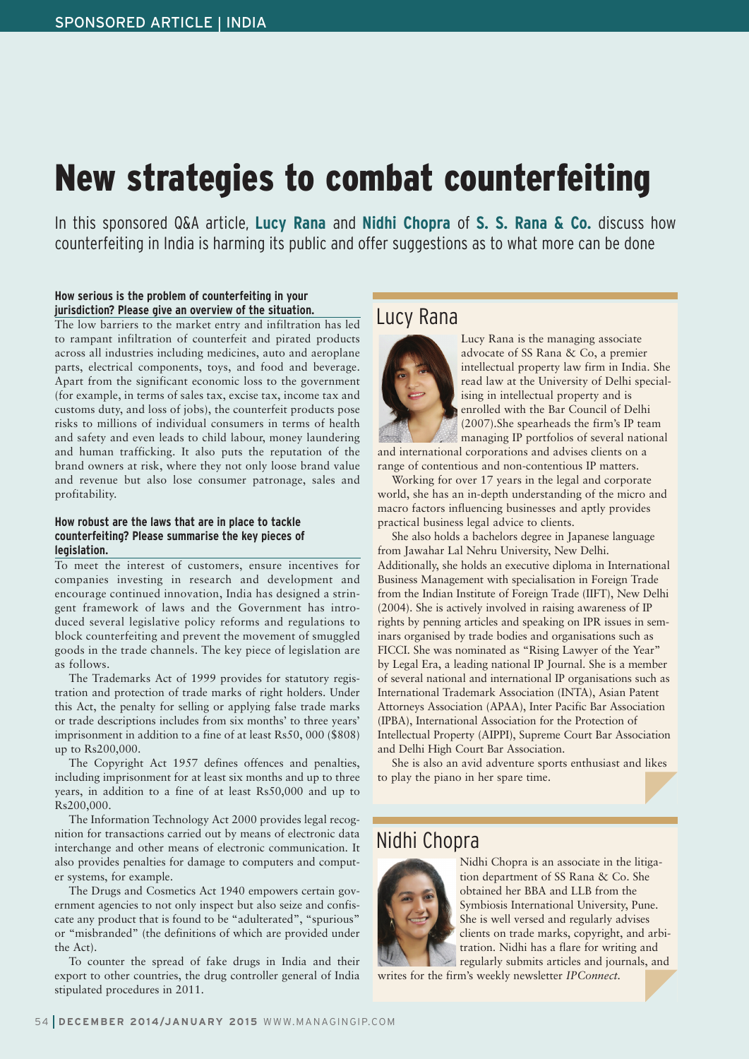# New strategies to combat counterfeiting

In this sponsored Q&A article, **Lucy Rana** and **Nidhi Chopra** of **S. S. Rana & Co.** discuss how counterfeiting in India is harming its public and offer suggestions as to what more can be done

**How serious is the problem of counterfeiting in your jurisdiction? Please give an overview of the situation.**

The low barriers to the market entry and infiltration has led to rampant infiltration of counterfeit and pirated products across all industries including medicines, auto and aeroplane parts, electrical components, toys, and food and beverage. Apart from the significant economic loss to the government (for example, in terms of sales tax, excise tax, income tax and customs duty, and loss of jobs), the counterfeit products pose risks to millions of individual consumers in terms of health and safety and even leads to child labour, money laundering and human trafficking. It also puts the reputation of the brand owners at risk, where they not only loose brand value and revenue but also lose consumer patronage, sales and profitability.

**How robust are the laws that are in place to tackle counterfeiting? Please summarise the key pieces of legislation.**

To meet the interest of customers, ensure incentives for companies investing in research and development and encourage continued innovation, India has designed a stringent framework of laws and the Government has introduced several legislative policy reforms and regulations to block counterfeiting and prevent the movement of smuggled goods in the trade channels. The key piece of legislation are as follows.

The Trademarks Act of 1999 provides for statutory registration and protection of trade marks of right holders. Under this Act, the penalty for selling or applying false trade marks or trade descriptions includes from six months' to three years' imprisonment in addition to a fine of at least Rs50, 000 ($808) up to Rs200,000.

The Copyright Act 1957 defines offences and penalties, including imprisonment for at least six months and up to three years, in addition to a fine of at least Rs50,000 and up to Rs200,000.

The Information Technology Act 2000 provides legal recognition for transactions carried out by means of electronic data interchange and other means of electronic communication. It also provides penalties for damage to computers and computer systems, for example.

The Drugs and Cosmetics Act 1940 empowers certain government agencies to not only inspect but also seize and confiscate any product that is found to be "adulterated", "spurious" or "misbranded" (the definitions of which are provided under the Act).

To counter the spread of fake drugs in India and their export to other countries, the drug controller general of India stipulated procedures in 2011.

## Lucy Rana

Lucy Rana is the managing associate advocate of SS Rana & Co, a premier intellectual property law firm in India. She read law at the University of Delhi specialising in intellectual property and is enrolled with the Bar Council of Delhi (2007).She spearheads the firm's IP team managing IP portfolios of several national and international corporations and advises clients on a range of contentious and non-contentious IP matters.

Working for over 17 years in the legal and corporate world, she has an in-depth understanding of the micro and macro factors influencing businesses and aptly provides practical business legal advice to clients.

She also holds a bachelors degree in Japanese language from Jawahar Lal Nehru University, New Delhi. Additionally, she holds an executive diploma in International Business Management with specialisation in Foreign Trade from the Indian Institute of Foreign Trade (IIFT), New Delhi (2004). She is actively involved in raising awareness of IP rights by penning articles and speaking on IPR issues in seminars organised by trade bodies and organisations such as FICCI. She was nominated as "Rising Lawyer of the Year" by Legal Era, a leading national IP Journal. She is a member of several national and international IP organisations such as International Trademark Association (INTA), Asian Patent Attorneys Association (APAA), Inter Pacific Bar Association (IPBA), International Association for the Protection of Intellectual Property (AIPPI), Supreme Court Bar Association and Delhi High Court Bar Association.

She is also an avid adventure sports enthusiast and likes to play the piano in her spare time.

## Nidhi Chopra

Nidhi Chopra is an associate in the litigation department of SS Rana & Co. She obtained her BBA and LLB from the Symbiosis International University, Pune. She is well versed and regularly advises clients on trade marks, copyright, and arbitration. Nidhi has a flare for writing and regularly submits articles and journals, and writes for the firm's weekly newsletter *IPConnect*.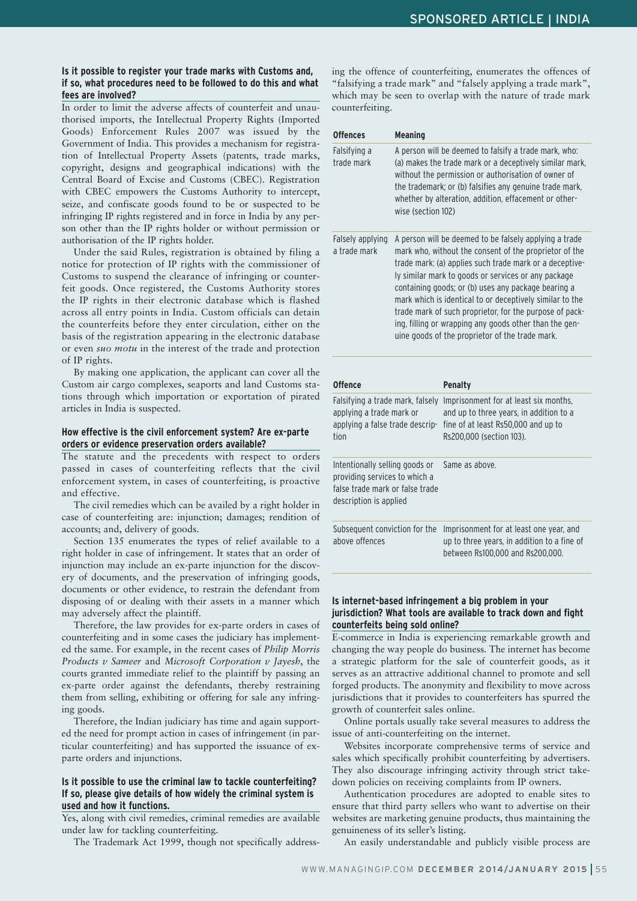### Is it possible to register your trade marks with Customs and, if so, what procedures need to be followed to do this and what fees are involved?

In order to limit the adverse affects of counterfeit and unauthorised imports, the Intellectual Property Rights (Imported Goods) Enforcement Rules 2007 was issued by the Government of India. This provides a mechanism for registration of Intellectual Property Assets (patents, trade marks, copyright, designs and geographical indications) with the Central Board of Excise and Customs (CBEC). Registration with CBEC empowers the Customs Authority to intercept, seize, and confiscate goods found to be or suspected to be infringing IP rights registered and in force in India by any person other than the IP rights holder or without permission or authorisation of the IP rights holder.

Under the said Rules, registration is obtained by filing a notice for protection of IP rights with the commissioner of Customs to suspend the clearance of infringing or counterfeit goods. Once registered, the Customs Authority stores the IP rights in their electronic database which is flashed across all entry points in India. Custom officials can detain the counterfeits before they enter circulation, either on the basis of the registration appearing in the electronic database or even *suo motu* in the interest of the trade and protection of IP rights.

By making one application, the applicant can cover all the Custom air cargo complexes, seaports and land Customs stations through which importation or exportation of pirated articles in India is suspected.

### How effective is the civil enforcement system? Are ex-parte orders or evidence preservation orders available?

The statute and the precedents with respect to orders passed in cases of counterfeiting reflects that the civil enforcement system, in cases of counterfeiting, is proactive and effective.

The civil remedies which can be availed by a right holder in case of counterfeiting are: injunction; damages; rendition of accounts; and, delivery of goods.

Section 135 enumerates the types of relief available to a right holder in case of infringement. It states that an order of injunction may include an ex-parte injunction for the discovery of documents, and the preservation of infringing goods, documents or other evidence, to restrain the defendant from disposing of or dealing with their assets in a manner which may adversely affect the plaintiff.

Therefore, the law provides for ex-parte orders in cases of counterfeiting and in some cases the judiciary has implemented the same. For example, in the recent cases of *Philip Morris Products v Sameer* and *Microsoft Corporation v Jayesh*, the courts granted immediate relief to the plaintiff by passing an ex-parte order against the defendants, thereby restraining them from selling, exhibiting or offering for sale any infringing goods.

Therefore, the Indian judiciary has time and again supported the need for prompt action in cases of infringement (in particular counterfeiting) and has supported the issuance of ex-parte orders and injunctions.

### Is it possible to use the criminal law to tackle counterfeiting? If so, please give details of how widely the criminal system is used and how it functions.

Yes, along with civil remedies, criminal remedies are available under law for tackling counterfeiting.

The Trademark Act 1999, though not specifically addressing the offence of counterfeiting, enumerates the offences of "falsifying a trade mark" and "falsely applying a trade mark", which may be seen to overlap with the nature of trade mark counterfeiting.

| Offences | Meaning |
|---|---|
| Falsifying a trade mark | A person will be deemed to falsify a trade mark, who: (a) makes the trade mark or a deceptively similar mark, without the permission or authorisation of owner of the trademark; or (b) falsifies any genuine trade mark, whether by alteration, addition, effacement or otherwise (section 102) |
| Falsely applying a trade mark | A person will be deemed to be falsely applying a trade mark who, without the consent of the proprietor of the trade mark: (a) applies such trade mark or a deceptively similar mark to goods or services or any package containing goods; or (b) uses any package bearing a mark which is identical to or deceptively similar to the trade mark of such proprietor, for the purpose of packing, filling or wrapping any goods other than the genuine goods of the proprietor of the trade mark. |

| Offence | Penalty |
|---|---|
| Falsifying a trade mark, falsely applying a trade mark or applying a false trade description | Imprisonment for at least six months, and up to three years, in addition to a fine of at least Rs50,000 and up to Rs200,000 (section 103). |
| Intentionally selling goods or providing services to which a false trade mark or false trade description is applied | Same as above. |
| Subsequent conviction for the above offences | Imprisonment for at least one year, and up to three years, in addition to a fine of between Rs100,000 and Rs200,000. |

### Is internet-based infringement a big problem in your jurisdiction? What tools are available to track down and fight counterfeits being sold online?

E-commerce in India is experiencing remarkable growth and changing the way people do business. The internet has become a strategic platform for the sale of counterfeit goods, as it serves as an attractive additional channel to promote and sell forged products. The anonymity and flexibility to move across jurisdictions that it provides to counterfeiters has spurred the growth of counterfeit sales online.

Online portals usually take several measures to address the issue of anti-counterfeiting on the internet.

Websites incorporate comprehensive terms of service and sales which specifically prohibit counterfeiting by advertisers. They also discourage infringing activity through strict take-down policies on receiving complaints from IP owners.

Authentication procedures are adopted to enable sites to ensure that third party sellers who want to advertise on their websites are marketing genuine products, thus maintaining the genuineness of its seller's listing.

An easily understandable and publicly visible process are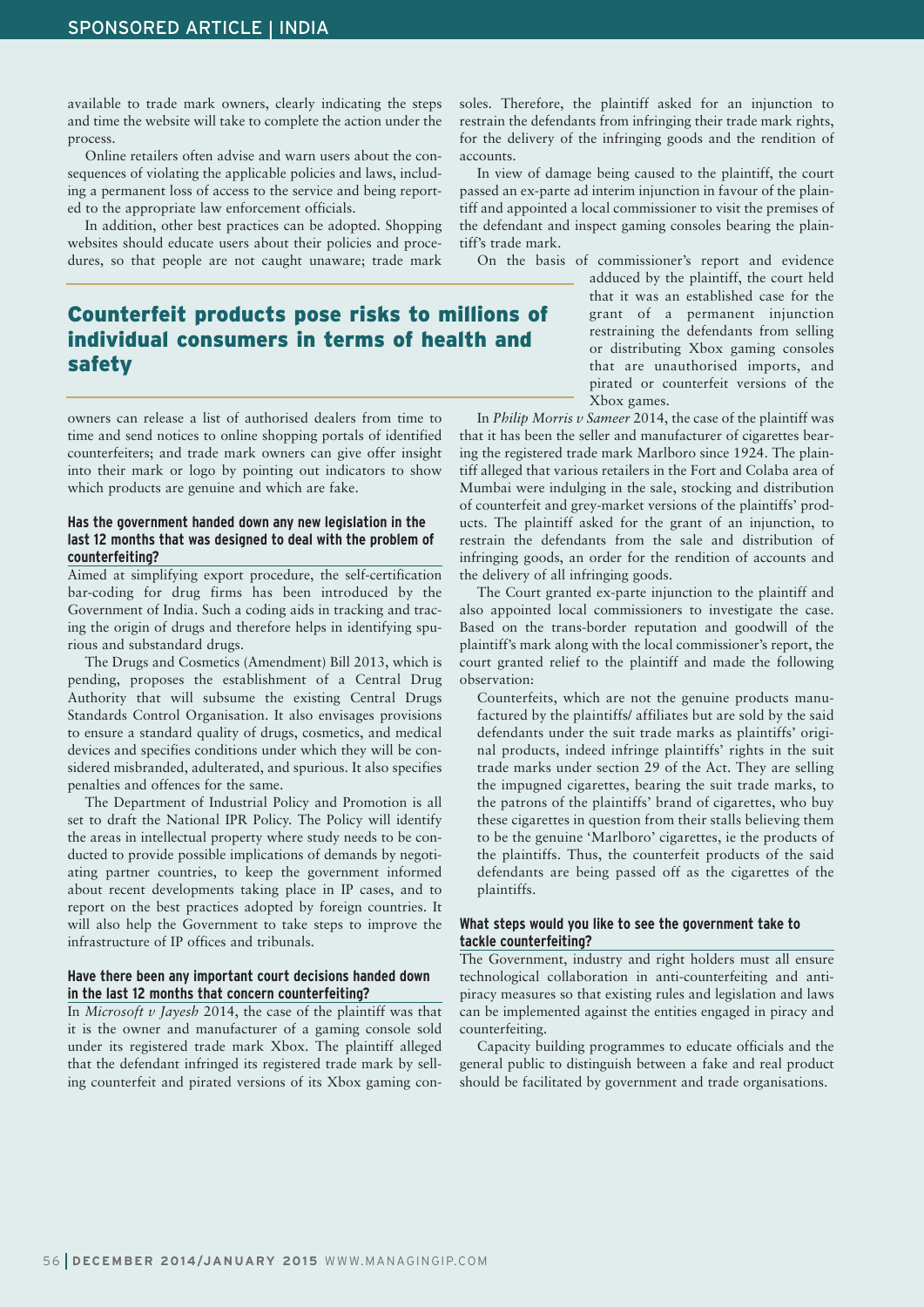available to trade mark owners, clearly indicating the steps and time the website will take to complete the action under the process.

Online retailers often advise and warn users about the consequences of violating the applicable policies and laws, including a permanent loss of access to the service and being reported to the appropriate law enforcement officials.

In addition, other best practices can be adopted. Shopping websites should educate users about their policies and procedures, so that people are not caught unaware; trade mark owners can release a list of authorised dealers from time to time and send notices to online shopping portals of identified counterfeiters; and trade mark owners can give offer insight into their mark or logo by pointing out indicators to show which products are genuine and which are fake.

> **Counterfeit products pose risks to millions of individual consumers in terms of health and safety**

### Has the government handed down any new legislation in the last 12 months that was designed to deal with the problem of counterfeiting?

Aimed at simplifying export procedure, the self-certification bar-coding for drug firms has been introduced by the Government of India. Such a coding aids in tracking and tracing the origin of drugs and therefore helps in identifying spurious and substandard drugs.

The Drugs and Cosmetics (Amendment) Bill 2013, which is pending, proposes the establishment of a Central Drug Authority that will subsume the existing Central Drugs Standards Control Organisation. It also envisages provisions to ensure a standard quality of drugs, cosmetics, and medical devices and specifies conditions under which they will be considered misbranded, adulterated, and spurious. It also specifies penalties and offences for the same.

The Department of Industrial Policy and Promotion is all set to draft the National IPR Policy. The Policy will identify the areas in intellectual property where study needs to be conducted to provide possible implications of demands by negotiating partner countries, to keep the government informed about recent developments taking place in IP cases, and to report on the best practices adopted by foreign countries. It will also help the Government to take steps to improve the infrastructure of IP offices and tribunals.

### Have there been any important court decisions handed down in the last 12 months that concern counterfeiting?

In *Microsoft v Jayesh* 2014, the case of the plaintiff was that it is the owner and manufacturer of a gaming console sold under its registered trade mark Xbox. The plaintiff alleged that the defendant infringed its registered trade mark by selling counterfeit and pirated versions of its Xbox gaming consoles. Therefore, the plaintiff asked for an injunction to restrain the defendants from infringing their trade mark rights, for the delivery of the infringing goods and the rendition of accounts.

In view of damage being caused to the plaintiff, the court passed an ex-parte ad interim injunction in favour of the plaintiff and appointed a local commissioner to visit the premises of the defendant and inspect gaming consoles bearing the plaintiff's trade mark.

On the basis of commissioner's report and evidence adduced by the plaintiff, the court held that it was an established case for the grant of a permanent injunction restraining the defendants from selling or distributing Xbox gaming consoles that are unauthorised imports, and pirated or counterfeit versions of the Xbox games.

In *Philip Morris v Sameer* 2014, the case of the plaintiff was that it has been the seller and manufacturer of cigarettes bearing the registered trade mark Marlboro since 1924. The plaintiff alleged that various retailers in the Fort and Colaba area of Mumbai were indulging in the sale, stocking and distribution of counterfeit and grey-market versions of the plaintiffs' products. The plaintiff asked for the grant of an injunction, to restrain the defendants from the sale and distribution of infringing goods, an order for the rendition of accounts and the delivery of all infringing goods.

The Court granted ex-parte injunction to the plaintiff and also appointed local commissioners to investigate the case. Based on the trans-border reputation and goodwill of the plaintiff's mark along with the local commissioner's report, the court granted relief to the plaintiff and made the following observation:

> Counterfeits, which are not the genuine products manufactured by the plaintiffs/ affiliates but are sold by the said defendants under the suit trade marks as plaintiffs' original products, indeed infringe plaintiffs' rights in the suit trade marks under section 29 of the Act. They are selling the impugned cigarettes, bearing the suit trade marks, to the patrons of the plaintiffs' brand of cigarettes, who buy these cigarettes in question from their stalls believing them to be the genuine 'Marlboro' cigarettes, ie the products of the plaintiffs. Thus, the counterfeit products of the said defendants are being passed off as the cigarettes of the plaintiffs.

### What steps would you like to see the government take to tackle counterfeiting?

The Government, industry and right holders must all ensure technological collaboration in anti-counterfeiting and anti-piracy measures so that existing rules and legislation and laws can be implemented against the entities engaged in piracy and counterfeiting.

Capacity building programmes to educate officials and the general public to distinguish between a fake and real product should be facilitated by government and trade organisations.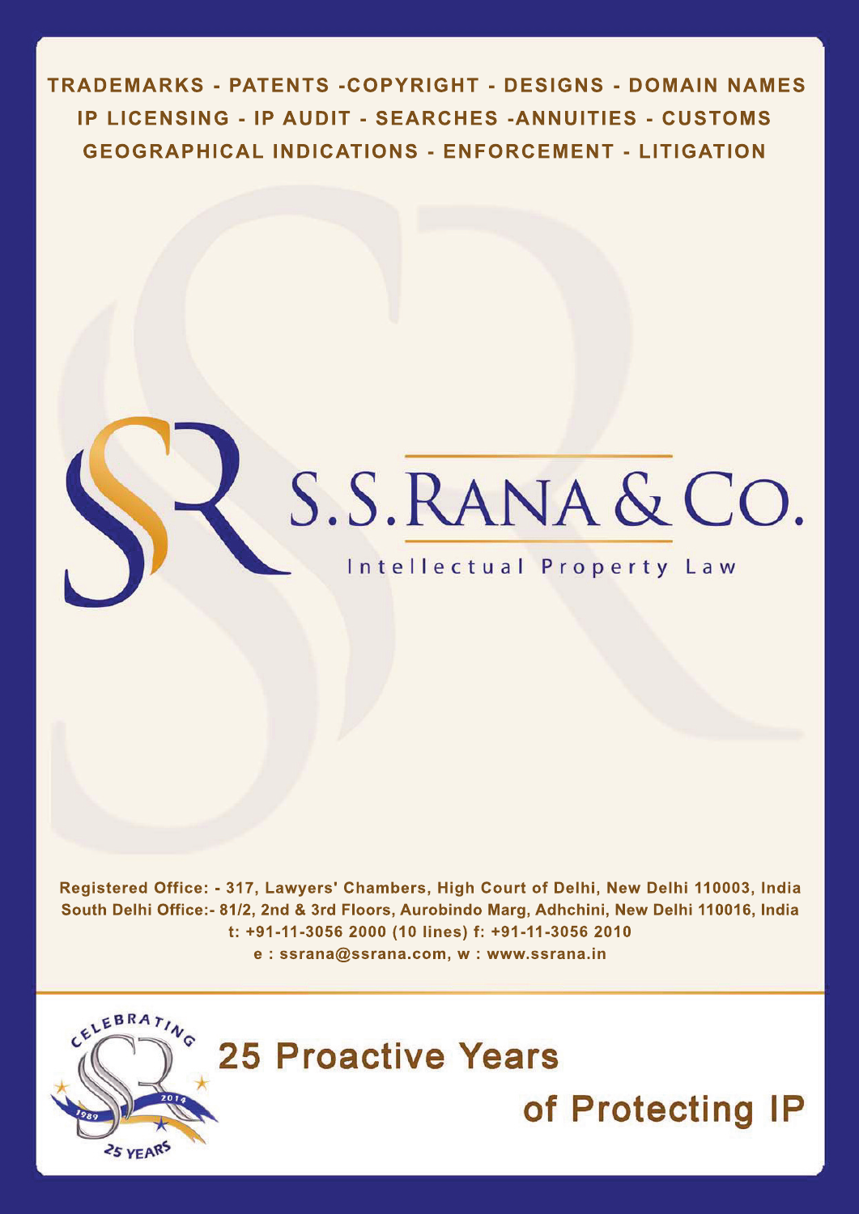**TRADEMARKS - PATENTS -COPYRIGHT - DESIGNS - DOMAIN NAMES**
**IP LICENSING - IP AUDIT - SEARCHES -ANNUITIES - CUSTOMS**
**GEOGRAPHICAL INDICATIONS - ENFORCEMENT - LITIGATION**

# S.S. RANA & CO.

Intellectual Property Law

**Registered Office: - 317, Lawyers' Chambers, High Court of Delhi, New Delhi 110003, India**
**South Delhi Office:- 81/2, 2nd & 3rd Floors, Aurobindo Marg, Adhchini, New Delhi 110016, India**
**t: +91-11-3056 2000 (10 lines) f: +91-11-3056 2010**
**e : ssrana@ssrana.com, w : www.ssrana.in**

CELEBRATING 1989 2014 25 YEARS

## 25 Proactive Years of Protecting IP